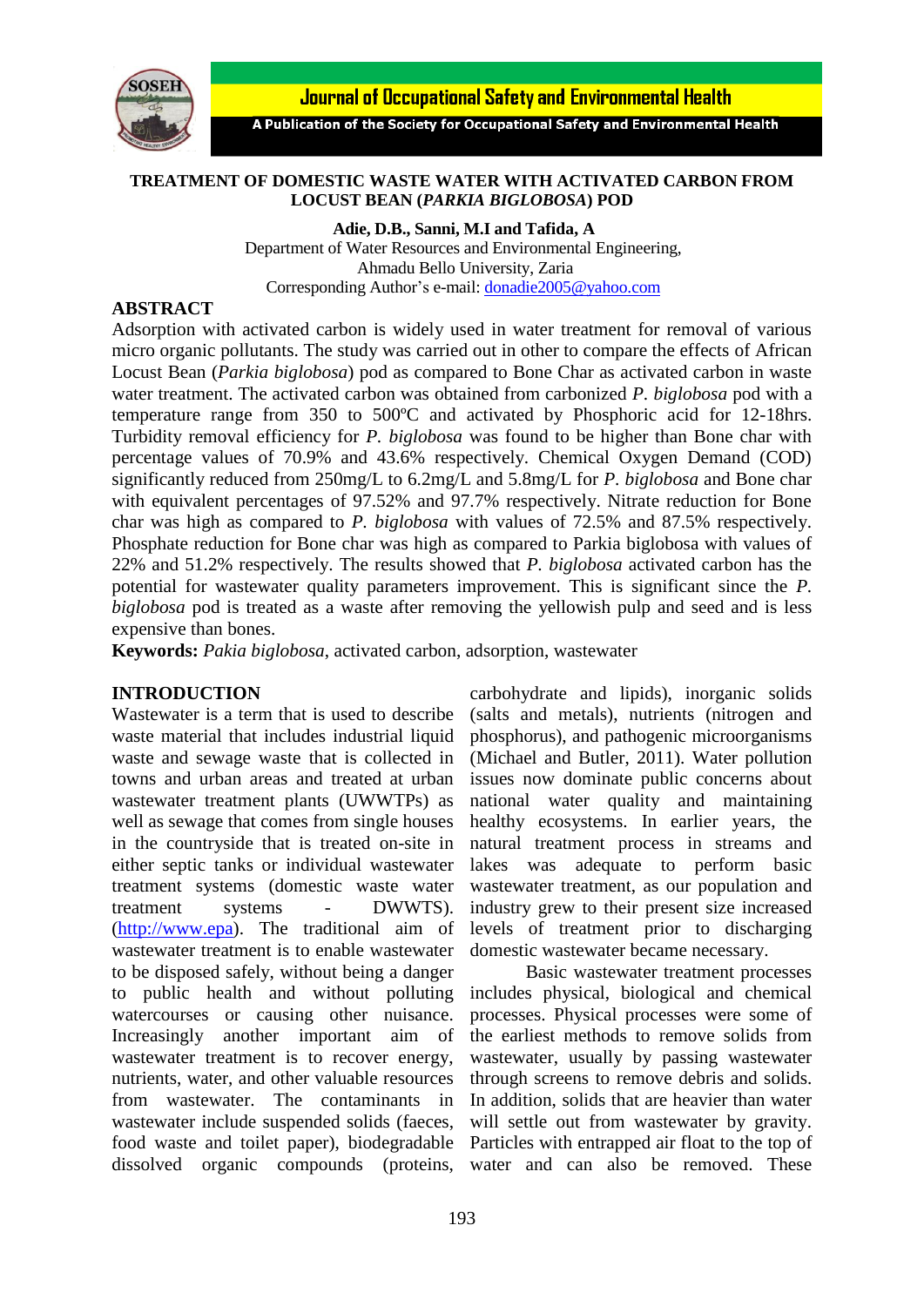Journal of Occupational Safety and Environmental Health

A Publication of the Society for Occupational Safety and Environmental Health

# TREATMENT OF DOMESTIC WASTE WATER WITH ACTIVATED CARBON FROM LOCUST BEAN (*PARKIA BIGLOBOSA*) POD

**Adie, D.B., Sanni, M.I and Tafida, A**

Department of Water Resources and Environmental Engineering,
Ahmadu Bello University, Zaria
Corresponding Author's e-mail: donadie2005@yahoo.com

## ABSTRACT

Adsorption with activated carbon is widely used in water treatment for removal of various micro organic pollutants. The study was carried out in other to compare the effects of African Locust Bean (*Parkia biglobosa*) pod as compared to Bone Char as activated carbon in waste water treatment. The activated carbon was obtained from carbonized *P. biglobosa* pod with a temperature range from 350 to 500ºC and activated by Phosphoric acid for 12-18hrs. Turbidity removal efficiency for *P. biglobosa* was found to be higher than Bone char with percentage values of 70.9% and 43.6% respectively. Chemical Oxygen Demand (COD) significantly reduced from 250mg/L to 6.2mg/L and 5.8mg/L for *P. biglobosa* and Bone char with equivalent percentages of 97.52% and 97.7% respectively. Nitrate reduction for Bone char was high as compared to *P. biglobosa* with values of 72.5% and 87.5% respectively. Phosphate reduction for Bone char was high as compared to Parkia biglobosa with values of 22% and 51.2% respectively. The results showed that *P. biglobosa* activated carbon has the potential for wastewater quality parameters improvement. This is significant since the *P. biglobosa* pod is treated as a waste after removing the yellowish pulp and seed and is less expensive than bones.

**Keywords:** *Pakia biglobosa*, activated carbon, adsorption, wastewater

## INTRODUCTION

Wastewater is a term that is used to describe waste material that includes industrial liquid waste and sewage waste that is collected in towns and urban areas and treated at urban wastewater treatment plants (UWWTPs) as well as sewage that comes from single houses in the countryside that is treated on-site in either septic tanks or individual wastewater treatment systems (domestic waste water treatment systems - DWWTS). (http://www.epa). The traditional aim of wastewater treatment is to enable wastewater to be disposed safely, without being a danger to public health and without polluting watercourses or causing other nuisance. Increasingly another important aim of wastewater treatment is to recover energy, nutrients, water, and other valuable resources from wastewater. The contaminants in wastewater include suspended solids (faeces, food waste and toilet paper), biodegradable dissolved organic compounds (proteins, carbohydrate and lipids), inorganic solids (salts and metals), nutrients (nitrogen and phosphorus), and pathogenic microorganisms (Michael and Butler, 2011). Water pollution issues now dominate public concerns about national water quality and maintaining healthy ecosystems. In earlier years, the natural treatment process in streams and lakes was adequate to perform basic wastewater treatment, as our population and industry grew to their present size increased levels of treatment prior to discharging domestic wastewater became necessary.

Basic wastewater treatment processes includes physical, biological and chemical processes. Physical processes were some of the earliest methods to remove solids from wastewater, usually by passing wastewater through screens to remove debris and solids. In addition, solids that are heavier than water will settle out from wastewater by gravity. Particles with entrapped air float to the top of water and can also be removed. These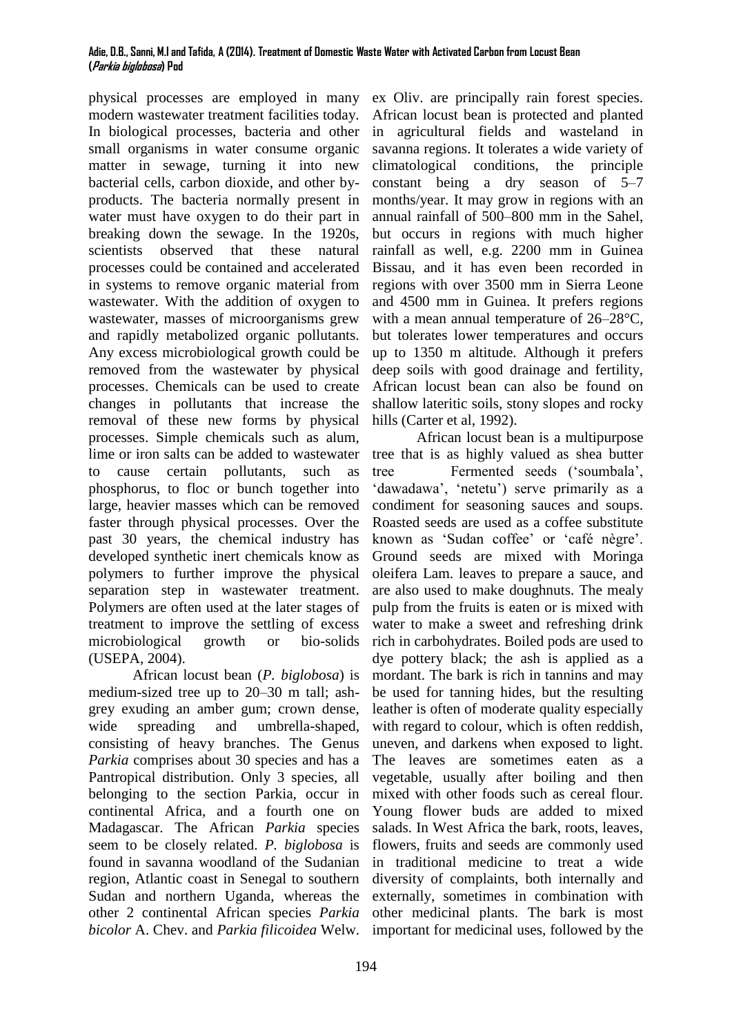physical processes are employed in many modern wastewater treatment facilities today. In biological processes, bacteria and other small organisms in water consume organic matter in sewage, turning it into new bacterial cells, carbon dioxide, and other by-products. The bacteria normally present in water must have oxygen to do their part in breaking down the sewage. In the 1920s, scientists observed that these natural processes could be contained and accelerated in systems to remove organic material from wastewater. With the addition of oxygen to wastewater, masses of microorganisms grew and rapidly metabolized organic pollutants. Any excess microbiological growth could be removed from the wastewater by physical processes. Chemicals can be used to create changes in pollutants that increase the removal of these new forms by physical processes. Simple chemicals such as alum, lime or iron salts can be added to wastewater to cause certain pollutants, such as phosphorus, to floc or bunch together into large, heavier masses which can be removed faster through physical processes. Over the past 30 years, the chemical industry has developed synthetic inert chemicals know as polymers to further improve the physical separation step in wastewater treatment. Polymers are often used at the later stages of treatment to improve the settling of excess microbiological growth or bio-solids (USEPA, 2004).

African locust bean (*P. biglobosa*) is medium-sized tree up to 20–30 m tall; ash-grey exuding an amber gum; crown dense, wide spreading and umbrella-shaped, consisting of heavy branches. The Genus *Parkia* comprises about 30 species and has a Pantropical distribution. Only 3 species, all belonging to the section Parkia, occur in continental Africa, and a fourth one on Madagascar. The African *Parkia* species seem to be closely related. *P. biglobosa* is found in savanna woodland of the Sudanian region, Atlantic coast in Senegal to southern Sudan and northern Uganda, whereas the other 2 continental African species *Parkia bicolor* A. Chev. and *Parkia filicoidea* Welw. ex Oliv. are principally rain forest species. African locust bean is protected and planted in agricultural fields and wasteland in savanna regions. It tolerates a wide variety of climatological conditions, the principle constant being a dry season of 5–7 months/year. It may grow in regions with an annual rainfall of 500–800 mm in the Sahel, but occurs in regions with much higher rainfall as well, e.g. 2200 mm in Guinea Bissau, and it has even been recorded in regions with over 3500 mm in Sierra Leone and 4500 mm in Guinea. It prefers regions with a mean annual temperature of 26–28°C, but tolerates lower temperatures and occurs up to 1350 m altitude. Although it prefers deep soils with good drainage and fertility, African locust bean can also be found on shallow lateritic soils, stony slopes and rocky hills (Carter et al, 1992).

African locust bean is a multipurpose tree that is as highly valued as shea butter tree Fermented seeds ('soumbala', 'dawadawa', 'netetu') serve primarily as a condiment for seasoning sauces and soups. Roasted seeds are used as a coffee substitute known as 'Sudan coffee' or 'café nègre'. Ground seeds are mixed with Moringa oleifera Lam. leaves to prepare a sauce, and are also used to make doughnuts. The mealy pulp from the fruits is eaten or is mixed with water to make a sweet and refreshing drink rich in carbohydrates. Boiled pods are used to dye pottery black; the ash is applied as a mordant. The bark is rich in tannins and may be used for tanning hides, but the resulting leather is often of moderate quality especially with regard to colour, which is often reddish, uneven, and darkens when exposed to light. The leaves are sometimes eaten as a vegetable, usually after boiling and then mixed with other foods such as cereal flour. Young flower buds are added to mixed salads. In West Africa the bark, roots, leaves, flowers, fruits and seeds are commonly used in traditional medicine to treat a wide diversity of complaints, both internally and externally, sometimes in combination with other medicinal plants. The bark is most important for medicinal uses, followed by the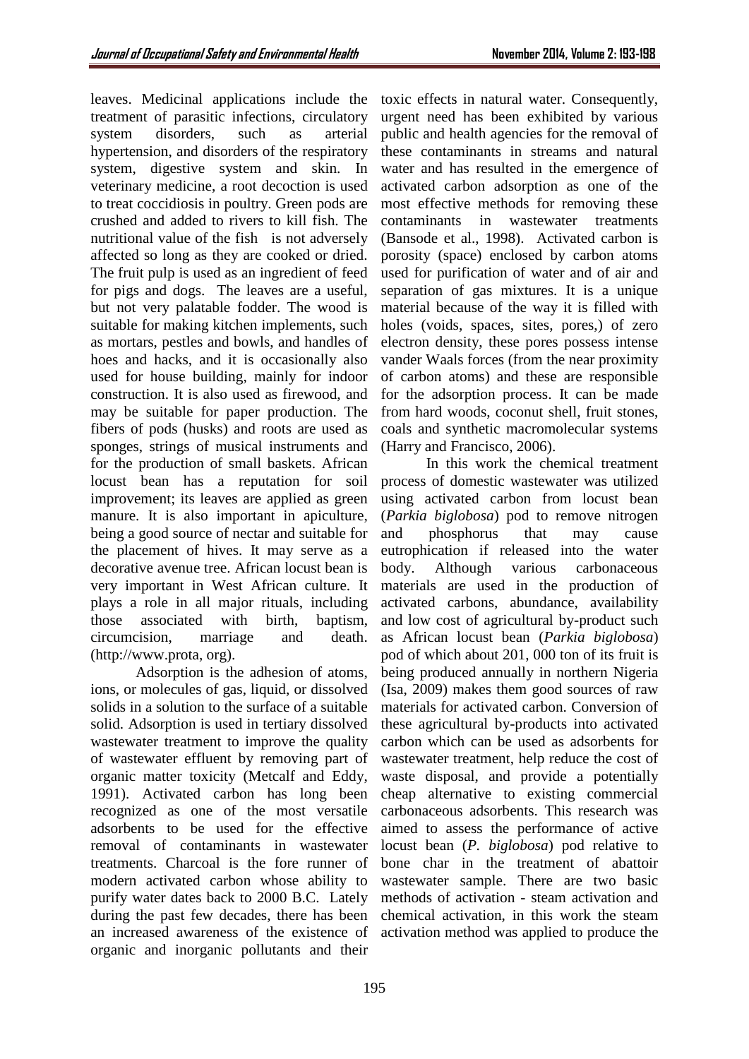leaves. Medicinal applications include the treatment of parasitic infections, circulatory system disorders, such as arterial hypertension, and disorders of the respiratory system, digestive system and skin. In veterinary medicine, a root decoction is used to treat coccidiosis in poultry. Green pods are crushed and added to rivers to kill fish. The nutritional value of the fish is not adversely affected so long as they are cooked or dried. The fruit pulp is used as an ingredient of feed for pigs and dogs. The leaves are a useful, but not very palatable fodder. The wood is suitable for making kitchen implements, such as mortars, pestles and bowls, and handles of hoes and hacks, and it is occasionally also used for house building, mainly for indoor construction. It is also used as firewood, and may be suitable for paper production. The fibers of pods (husks) and roots are used as sponges, strings of musical instruments and for the production of small baskets. African locust bean has a reputation for soil improvement; its leaves are applied as green manure. It is also important in apiculture, being a good source of nectar and suitable for the placement of hives. It may serve as a decorative avenue tree. African locust bean is very important in West African culture. It plays a role in all major rituals, including those associated with birth, baptism, circumcision, marriage and death. (http://www.prota, org).

Adsorption is the adhesion of atoms, ions, or molecules of gas, liquid, or dissolved solids in a solution to the surface of a suitable solid. Adsorption is used in tertiary dissolved wastewater treatment to improve the quality of wastewater effluent by removing part of organic matter toxicity (Metcalf and Eddy, 1991). Activated carbon has long been recognized as one of the most versatile adsorbents to be used for the effective removal of contaminants in wastewater treatments. Charcoal is the fore runner of modern activated carbon whose ability to purify water dates back to 2000 B.C. Lately during the past few decades, there has been an increased awareness of the existence of organic and inorganic pollutants and their toxic effects in natural water. Consequently, urgent need has been exhibited by various public and health agencies for the removal of these contaminants in streams and natural water and has resulted in the emergence of activated carbon adsorption as one of the most effective methods for removing these contaminants in wastewater treatments (Bansode et al., 1998). Activated carbon is porosity (space) enclosed by carbon atoms used for purification of water and of air and separation of gas mixtures. It is a unique material because of the way it is filled with holes (voids, spaces, sites, pores,) of zero electron density, these pores possess intense vander Waals forces (from the near proximity of carbon atoms) and these are responsible for the adsorption process. It can be made from hard woods, coconut shell, fruit stones, coals and synthetic macromolecular systems (Harry and Francisco, 2006).

In this work the chemical treatment process of domestic wastewater was utilized using activated carbon from locust bean (*Parkia biglobosa*) pod to remove nitrogen and phosphorus that may cause eutrophication if released into the water body. Although various carbonaceous materials are used in the production of activated carbons, abundance, availability and low cost of agricultural by-product such as African locust bean (*Parkia biglobosa*) pod of which about 201, 000 ton of its fruit is being produced annually in northern Nigeria (Isa, 2009) makes them good sources of raw materials for activated carbon. Conversion of these agricultural by-products into activated carbon which can be used as adsorbents for wastewater treatment, help reduce the cost of waste disposal, and provide a potentially cheap alternative to existing commercial carbonaceous adsorbents. This research was aimed to assess the performance of active locust bean (*P. biglobosa*) pod relative to bone char in the treatment of abattoir wastewater sample. There are two basic methods of activation - steam activation and chemical activation, in this work the steam activation method was applied to produce the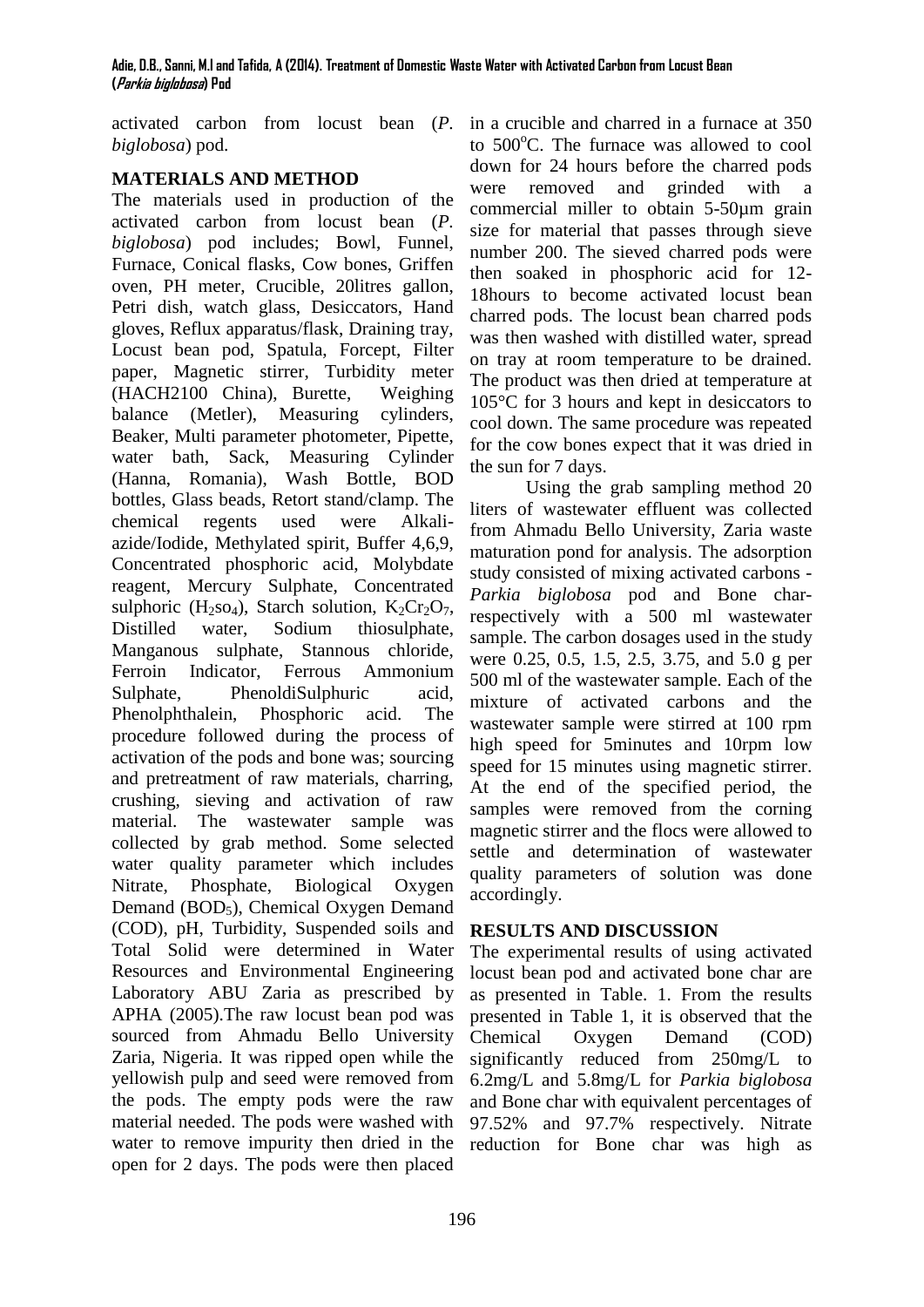activated carbon from locust bean (*P. biglobosa*) pod.

## MATERIALS AND METHOD

The materials used in production of the activated carbon from locust bean (*P. biglobosa*) pod includes; Bowl, Funnel, Furnace, Conical flasks, Cow bones, Griffen oven, PH meter, Crucible, 20litres gallon, Petri dish, watch glass, Desiccators, Hand gloves, Reflux apparatus/flask, Draining tray, Locust bean pod, Spatula, Forcept, Filter paper, Magnetic stirrer, Turbidity meter (HACH2100 China), Burette, Weighing balance (Metler), Measuring cylinders, Beaker, Multi parameter photometer, Pipette, water bath, Sack, Measuring Cylinder (Hanna, Romania), Wash Bottle, BOD bottles, Glass beads, Retort stand/clamp. The chemical regents used were Alkali-azide/Iodide, Methylated spirit, Buffer 4,6,9, Concentrated phosphoric acid, Molybdate reagent, Mercury Sulphate, Concentrated sulphoric ($H_2so_4$), Starch solution, $K_2Cr_2O_7$, Distilled water, Sodium thiosulphate, Manganous sulphate, Stannous chloride, Ferroin Indicator, Ferrous Ammonium Sulphate, PhenoldiSulphuric acid, Phenolphthalein, Phosphoric acid. The procedure followed during the process of activation of the pods and bone was; sourcing and pretreatment of raw materials, charring, crushing, sieving and activation of raw material. The wastewater sample was collected by grab method. Some selected water quality parameter which includes Nitrate, Phosphate, Biological Oxygen Demand ($BOD_5$), Chemical Oxygen Demand (COD), pH, Turbidity, Suspended soils and Total Solid were determined in Water Resources and Environmental Engineering Laboratory ABU Zaria as prescribed by APHA (2005).The raw locust bean pod was sourced from Ahmadu Bello University Zaria, Nigeria. It was ripped open while the yellowish pulp and seed were removed from the pods. The empty pods were the raw material needed. The pods were washed with water to remove impurity then dried in the open for 2 days. The pods were then placed in a crucible and charred in a furnace at 350 to 500$^o$C. The furnace was allowed to cool down for 24 hours before the charred pods were removed and grinded with a commercial miller to obtain 5-50µm grain size for material that passes through sieve number 200. The sieved charred pods were then soaked in phosphoric acid for 12-18hours to become activated locust bean charred pods. The locust bean charred pods was then washed with distilled water, spread on tray at room temperature to be drained. The product was then dried at temperature at 105°C for 3 hours and kept in desiccators to cool down. The same procedure was repeated for the cow bones expect that it was dried in the sun for 7 days.

Using the grab sampling method 20 liters of wastewater effluent was collected from Ahmadu Bello University, Zaria waste maturation pond for analysis. The adsorption study consisted of mixing activated carbons - *Parkia biglobosa* pod and Bone char- respectively with a 500 ml wastewater sample. The carbon dosages used in the study were 0.25, 0.5, 1.5, 2.5, 3.75, and 5.0 g per 500 ml of the wastewater sample. Each of the mixture of activated carbons and the wastewater sample were stirred at 100 rpm high speed for 5minutes and 10rpm low speed for 15 minutes using magnetic stirrer. At the end of the specified period, the samples were removed from the corning magnetic stirrer and the flocs were allowed to settle and determination of wastewater quality parameters of solution was done accordingly.

## RESULTS AND DISCUSSION

The experimental results of using activated locust bean pod and activated bone char are as presented in Table. 1. From the results presented in Table 1, it is observed that the Chemical Oxygen Demand (COD) significantly reduced from 250mg/L to 6.2mg/L and 5.8mg/L for *Parkia biglobosa* and Bone char with equivalent percentages of 97.52% and 97.7% respectively. Nitrate reduction for Bone char was high as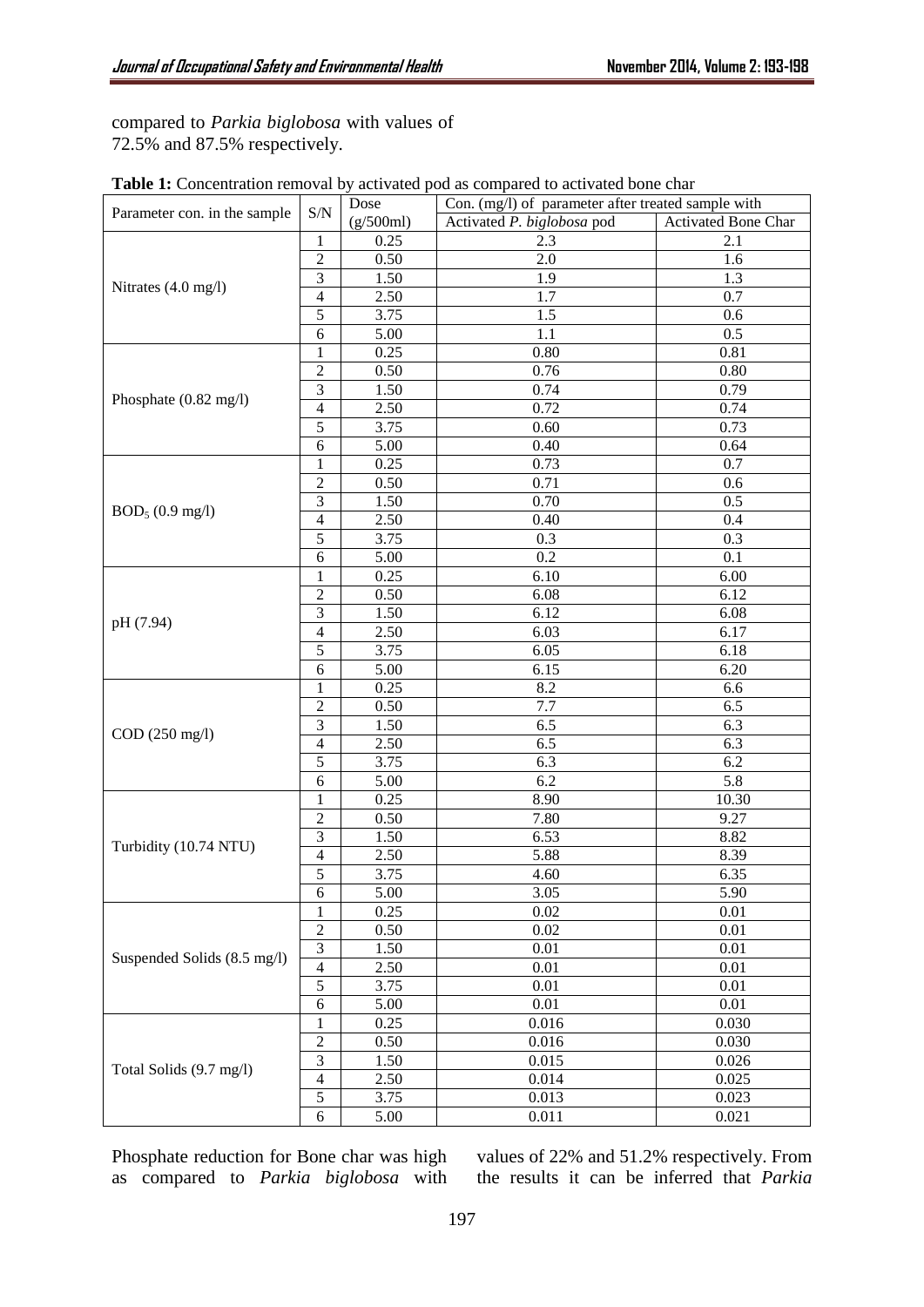compared to *Parkia biglobosa* with values of 72.5% and 87.5% respectively.

**Table 1:** Concentration removal by activated pod as compared to activated bone char

| Parameter con. in the sample | S/N | Dose (g/500ml) | Con. (mg/l) of parameter after treated sample with | |
|---|---|---|---|---|
| | | | Activated *P. biglobosa* pod | Activated Bone Char |
| Nitrates (4.0 mg/l) | 1 | 0.25 | 2.3 | 2.1 |
| | 2 | 0.50 | 2.0 | 1.6 |
| | 3 | 1.50 | 1.9 | 1.3 |
| | 4 | 2.50 | 1.7 | 0.7 |
| | 5 | 3.75 | 1.5 | 0.6 |
| | 6 | 5.00 | 1.1 | 0.5 |
| Phosphate (0.82 mg/l) | 1 | 0.25 | 0.80 | 0.81 |
| | 2 | 0.50 | 0.76 | 0.80 |
| | 3 | 1.50 | 0.74 | 0.79 |
| | 4 | 2.50 | 0.72 | 0.74 |
| | 5 | 3.75 | 0.60 | 0.73 |
| | 6 | 5.00 | 0.40 | 0.64 |
| $BOD_5$ (0.9 mg/l) | 1 | 0.25 | 0.73 | 0.7 |
| | 2 | 0.50 | 0.71 | 0.6 |
| | 3 | 1.50 | 0.70 | 0.5 |
| | 4 | 2.50 | 0.40 | 0.4 |
| | 5 | 3.75 | 0.3 | 0.3 |
| | 6 | 5.00 | 0.2 | 0.1 |
| pH (7.94) | 1 | 0.25 | 6.10 | 6.00 |
| | 2 | 0.50 | 6.08 | 6.12 |
| | 3 | 1.50 | 6.12 | 6.08 |
| | 4 | 2.50 | 6.03 | 6.17 |
| | 5 | 3.75 | 6.05 | 6.18 |
| | 6 | 5.00 | 6.15 | 6.20 |
| COD (250 mg/l) | 1 | 0.25 | 8.2 | 6.6 |
| | 2 | 0.50 | 7.7 | 6.5 |
| | 3 | 1.50 | 6.5 | 6.3 |
| | 4 | 2.50 | 6.5 | 6.3 |
| | 5 | 3.75 | 6.3 | 6.2 |
| | 6 | 5.00 | 6.2 | 5.8 |
| Turbidity (10.74 NTU) | 1 | 0.25 | 8.90 | 10.30 |
| | 2 | 0.50 | 7.80 | 9.27 |
| | 3 | 1.50 | 6.53 | 8.82 |
| | 4 | 2.50 | 5.88 | 8.39 |
| | 5 | 3.75 | 4.60 | 6.35 |
| | 6 | 5.00 | 3.05 | 5.90 |
| Suspended Solids (8.5 mg/l) | 1 | 0.25 | 0.02 | 0.01 |
| | 2 | 0.50 | 0.02 | 0.01 |
| | 3 | 1.50 | 0.01 | 0.01 |
| | 4 | 2.50 | 0.01 | 0.01 |
| | 5 | 3.75 | 0.01 | 0.01 |
| | 6 | 5.00 | 0.01 | 0.01 |
| Total Solids (9.7 mg/l) | 1 | 0.25 | 0.016 | 0.030 |
| | 2 | 0.50 | 0.016 | 0.030 |
| | 3 | 1.50 | 0.015 | 0.026 |
| | 4 | 2.50 | 0.014 | 0.025 |
| | 5 | 3.75 | 0.013 | 0.023 |
| | 6 | 5.00 | 0.011 | 0.021 |

Phosphate reduction for Bone char was high as compared to *Parkia biglobosa* with values of 22% and 51.2% respectively. From the results it can be inferred that *Parkia*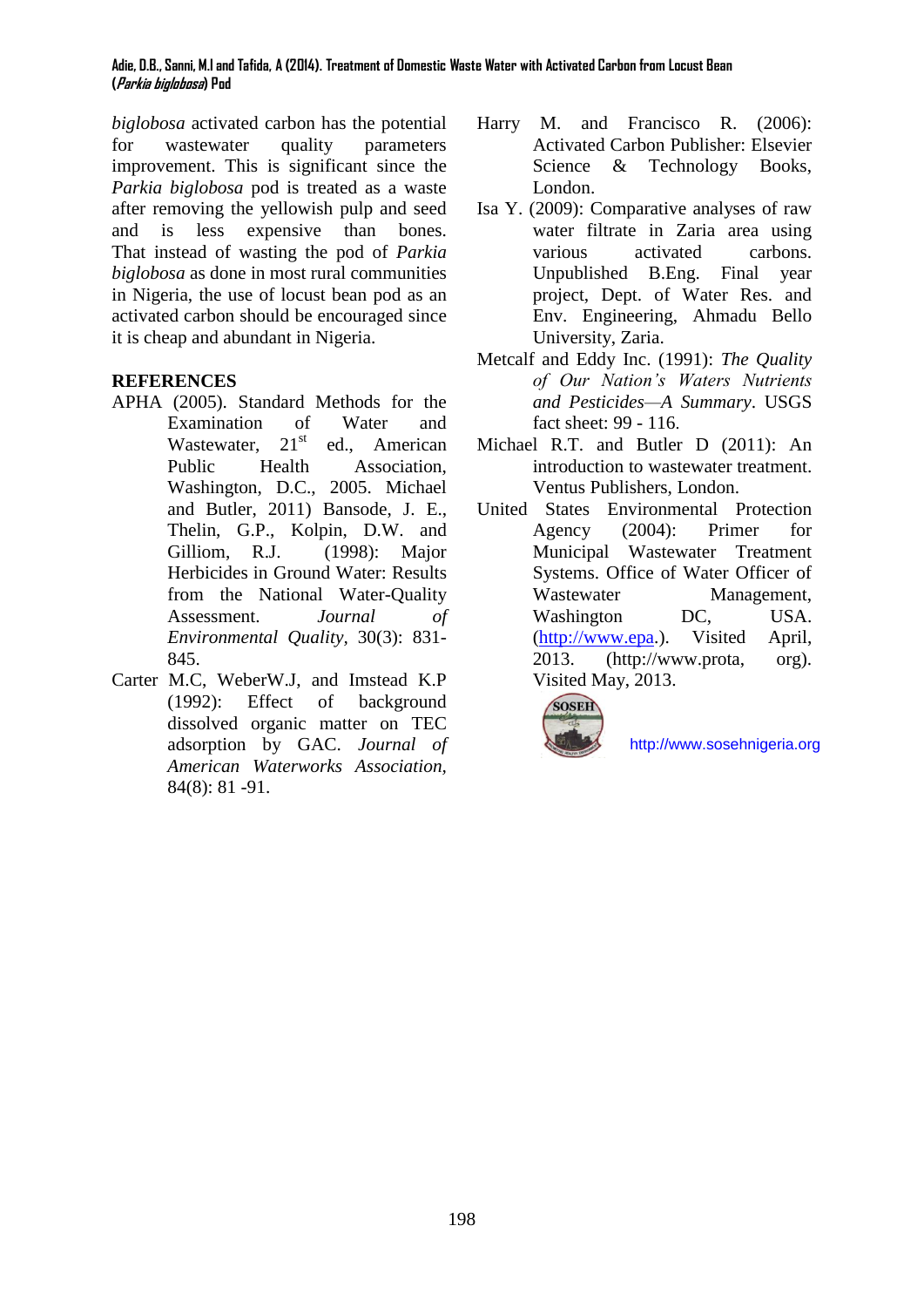*biglobosa* activated carbon has the potential for wastewater quality parameters improvement. This is significant since the *Parkia biglobosa* pod is treated as a waste after removing the yellowish pulp and seed and is less expensive than bones. That instead of wasting the pod of *Parkia biglobosa* as done in most rural communities in Nigeria, the use of locust bean pod as an activated carbon should be encouraged since it is cheap and abundant in Nigeria.

**REFERENCES**

APHA (2005). Standard Methods for the Examination of Water and Wastewater, 21st ed., American Public Health Association, Washington, D.C., 2005. Michael and Butler, 2011) Bansode, J. E., Thelin, G.P., Kolpin, D.W. and Gilliom, R.J. (1998): Major Herbicides in Ground Water: Results from the National Water-Quality Assessment. *Journal of Environmental Quality*, 30(3): 831-845.

Carter M.C, WeberW.J, and Imstead K.P (1992): Effect of background dissolved organic matter on TEC adsorption by GAC. *Journal of American Waterworks Association*, 84(8): 81 -91.

Harry M. and Francisco R. (2006): Activated Carbon Publisher: Elsevier Science & Technology Books, London.

Isa Y. (2009): Comparative analyses of raw water filtrate in Zaria area using various activated carbons. Unpublished B.Eng. Final year project, Dept. of Water Res. and Env. Engineering, Ahmadu Bello University, Zaria.

Metcalf and Eddy Inc. (1991): *The Quality of Our Nation's Waters Nutrients and Pesticides—A Summary*. USGS fact sheet: 99 - 116.

Michael R.T. and Butler D (2011): An introduction to wastewater treatment. Ventus Publishers, London.

United States Environmental Protection Agency (2004): Primer for Municipal Wastewater Treatment Systems. Office of Water Officer of Wastewater Management, Washington DC, USA. (http://www.epa.). Visited April, 2013. (http://www.prota, org). Visited May, 2013.

http://www.sosehnigeria.org